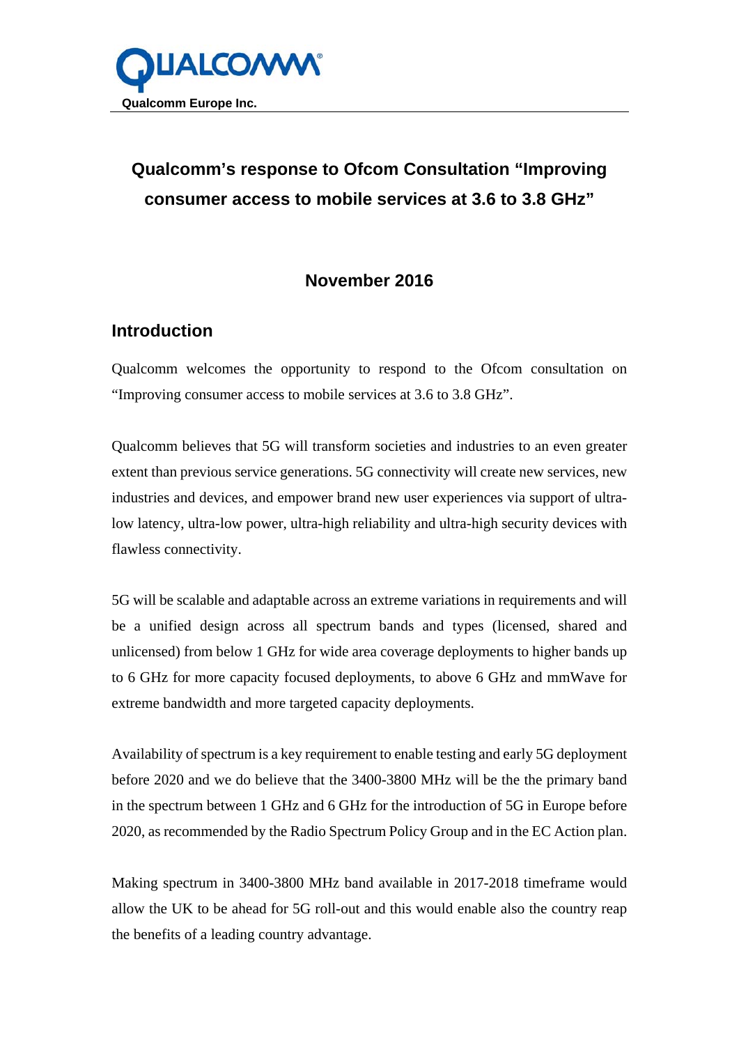Qualcomm Europe Inc.

# Qualcomm's response to Ofcom Consultation "Improving consumer access to mobile services at 3.6 to 3.8 GHz"

**November 2016**

## Introduction

Qualcomm welcomes the opportunity to respond to the Ofcom consultation on "Improving consumer access to mobile services at 3.6 to 3.8 GHz".

Qualcomm believes that 5G will transform societies and industries to an even greater extent than previous service generations. 5G connectivity will create new services, new industries and devices, and empower brand new user experiences via support of ultra-low latency, ultra-low power, ultra-high reliability and ultra-high security devices with flawless connectivity.

5G will be scalable and adaptable across an extreme variations in requirements and will be a unified design across all spectrum bands and types (licensed, shared and unlicensed) from below 1 GHz for wide area coverage deployments to higher bands up to 6 GHz for more capacity focused deployments, to above 6 GHz and mmWave for extreme bandwidth and more targeted capacity deployments.

Availability of spectrum is a key requirement to enable testing and early 5G deployment before 2020 and we do believe that the 3400-3800 MHz will be the the primary band in the spectrum between 1 GHz and 6 GHz for the introduction of 5G in Europe before 2020, as recommended by the Radio Spectrum Policy Group and in the EC Action plan.

Making spectrum in 3400-3800 MHz band available in 2017-2018 timeframe would allow the UK to be ahead for 5G roll-out and this would enable also the country reap the benefits of a leading country advantage.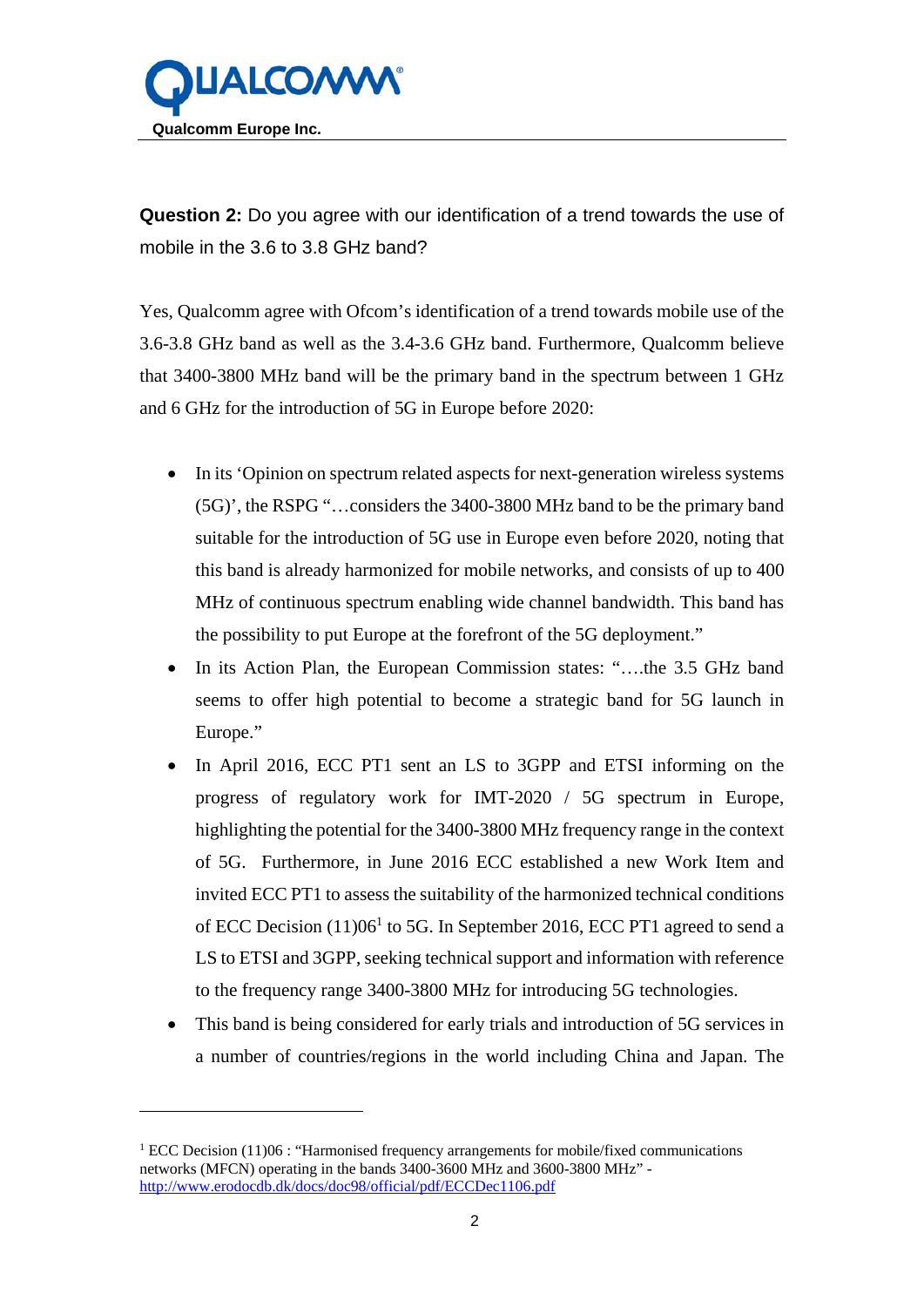**Question 2:** Do you agree with our identification of a trend towards the use of mobile in the 3.6 to 3.8 GHz band?

Yes, Qualcomm agree with Ofcom's identification of a trend towards mobile use of the 3.6-3.8 GHz band as well as the 3.4-3.6 GHz band. Furthermore, Qualcomm believe that 3400-3800 MHz band will be the primary band in the spectrum between 1 GHz and 6 GHz for the introduction of 5G in Europe before 2020:

- In its 'Opinion on spectrum related aspects for next-generation wireless systems (5G)', the RSPG "…considers the 3400-3800 MHz band to be the primary band suitable for the introduction of 5G use in Europe even before 2020, noting that this band is already harmonized for mobile networks, and consists of up to 400 MHz of continuous spectrum enabling wide channel bandwidth. This band has the possibility to put Europe at the forefront of the 5G deployment."
- In its Action Plan, the European Commission states: "….the 3.5 GHz band seems to offer high potential to become a strategic band for 5G launch in Europe."
- In April 2016, ECC PT1 sent an LS to 3GPP and ETSI informing on the progress of regulatory work for IMT-2020 / 5G spectrum in Europe, highlighting the potential for the 3400-3800 MHz frequency range in the context of 5G. Furthermore, in June 2016 ECC established a new Work Item and invited ECC PT1 to assess the suitability of the harmonized technical conditions of ECC Decision (11)06[1] to 5G. In September 2016, ECC PT1 agreed to send a LS to ETSI and 3GPP, seeking technical support and information with reference to the frequency range 3400-3800 MHz for introducing 5G technologies.
- This band is being considered for early trials and introduction of 5G services in a number of countries/regions in the world including China and Japan. The

[1] ECC Decision (11)06 : "Harmonised frequency arrangements for mobile/fixed communications networks (MFCN) operating in the bands 3400-3600 MHz and 3600-3800 MHz" - http://www.erodocdb.dk/docs/doc98/official/pdf/ECCDec1106.pdf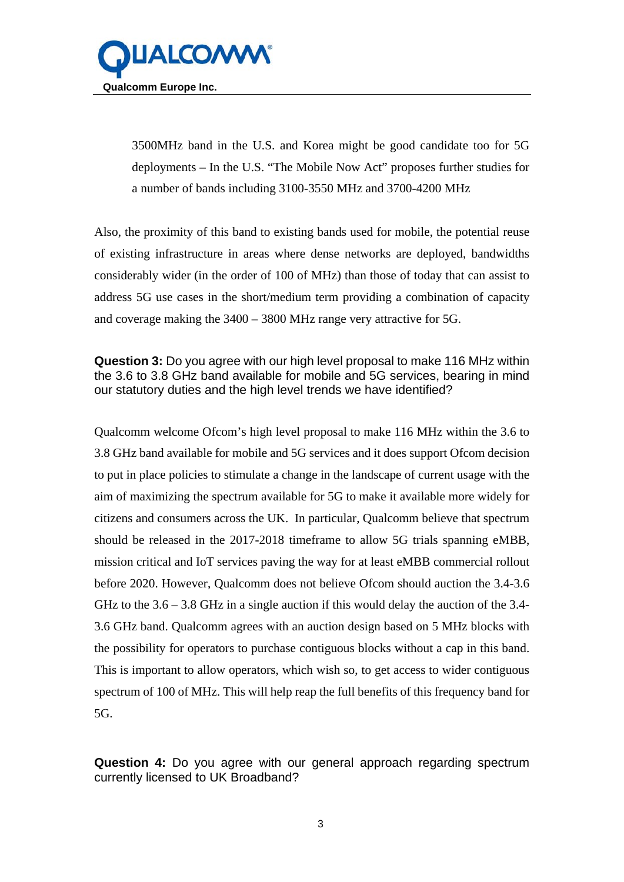3500MHz band in the U.S. and Korea might be good candidate too for 5G deployments – In the U.S. "The Mobile Now Act" proposes further studies for a number of bands including 3100-3550 MHz and 3700-4200 MHz

Also, the proximity of this band to existing bands used for mobile, the potential reuse of existing infrastructure in areas where dense networks are deployed, bandwidths considerably wider (in the order of 100 of MHz) than those of today that can assist to address 5G use cases in the short/medium term providing a combination of capacity and coverage making the 3400 – 3800 MHz range very attractive for 5G.

**Question 3:** Do you agree with our high level proposal to make 116 MHz within the 3.6 to 3.8 GHz band available for mobile and 5G services, bearing in mind our statutory duties and the high level trends we have identified?

Qualcomm welcome Ofcom's high level proposal to make 116 MHz within the 3.6 to 3.8 GHz band available for mobile and 5G services and it does support Ofcom decision to put in place policies to stimulate a change in the landscape of current usage with the aim of maximizing the spectrum available for 5G to make it available more widely for citizens and consumers across the UK. In particular, Qualcomm believe that spectrum should be released in the 2017-2018 timeframe to allow 5G trials spanning eMBB, mission critical and IoT services paving the way for at least eMBB commercial rollout before 2020. However, Qualcomm does not believe Ofcom should auction the 3.4-3.6 GHz to the 3.6 – 3.8 GHz in a single auction if this would delay the auction of the 3.4-3.6 GHz band. Qualcomm agrees with an auction design based on 5 MHz blocks with the possibility for operators to purchase contiguous blocks without a cap in this band. This is important to allow operators, which wish so, to get access to wider contiguous spectrum of 100 of MHz. This will help reap the full benefits of this frequency band for 5G.

**Question 4:** Do you agree with our general approach regarding spectrum currently licensed to UK Broadband?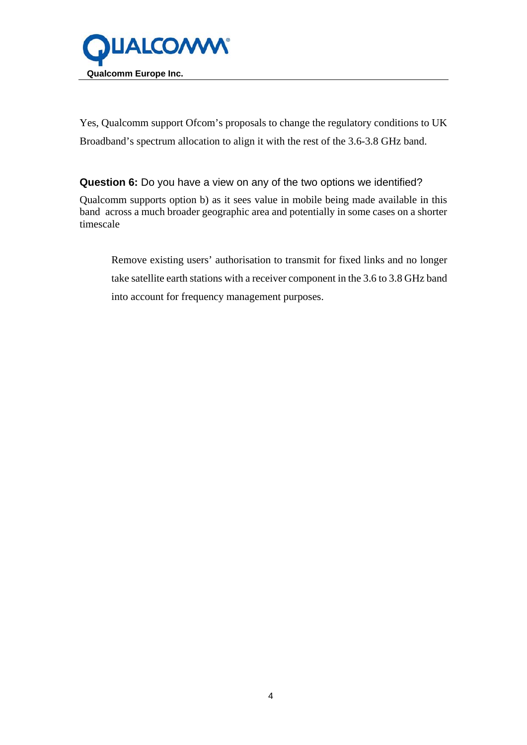Yes, Qualcomm support Ofcom's proposals to change the regulatory conditions to UK Broadband's spectrum allocation to align it with the rest of the 3.6-3.8 GHz band.

**Question 6:** Do you have a view on any of the two options we identified?

Qualcomm supports option b) as it sees value in mobile being made available in this band across a much broader geographic area and potentially in some cases on a shorter timescale

> Remove existing users' authorisation to transmit for fixed links and no longer take satellite earth stations with a receiver component in the 3.6 to 3.8 GHz band into account for frequency management purposes.